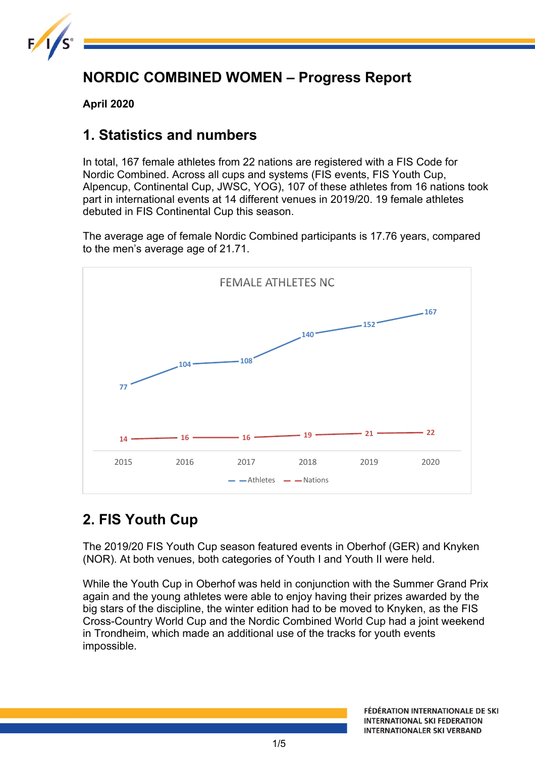# NORDIC COMBINED WOMEN – Progress Report

**April 2020**

## 1. Statistics and numbers

In total, 167 female athletes from 22 nations are registered with a FIS Code for Nordic Combined. Across all cups and systems (FIS events, FIS Youth Cup, Alpencup, Continental Cup, JWSC, YOG), 107 of these athletes from 16 nations took part in international events at 14 different venues in 2019/20. 19 female athletes debuted in FIS Continental Cup this season.

The average age of female Nordic Combined participants is 17.76 years, compared to the men's average age of 21.71.

FEMALE ATHLETES NC

| | 2015 | 2016 | 2017 | 2018 | 2019 | 2020 |
|---|---|---|---|---|---|---|
| Athletes | 77 | 104 | 108 | 140 | 152 | 167 |
| Nations | 14 | 16 | 16 | 19 | 21 | 22 |

## 2. FIS Youth Cup

The 2019/20 FIS Youth Cup season featured events in Oberhof (GER) and Knyken (NOR). At both venues, both categories of Youth I and Youth II were held.

While the Youth Cup in Oberhof was held in conjunction with the Summer Grand Prix again and the young athletes were able to enjoy having their prizes awarded by the big stars of the discipline, the winter edition had to be moved to Knyken, as the FIS Cross-Country World Cup and the Nordic Combined World Cup had a joint weekend in Trondheim, which made an additional use of the tracks for youth events impossible.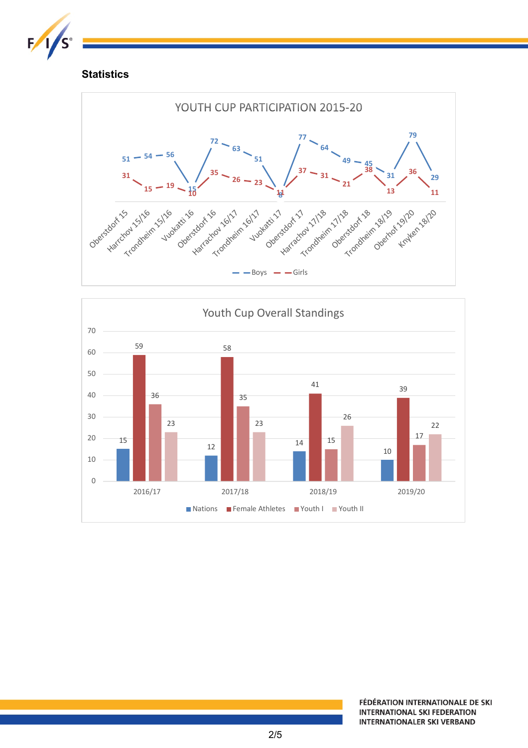## Statistics

**YOUTH CUP PARTICIPATION 2015-20**

| Event | Boys | Girls |
|---|---|---|
| Oberstdorf 15 | 51 | 31 |
| Harrchov 15/16 | 54 | 15 |
| Trondheim 15/16 | 56 | 19 |
| Vuokatti 16 | 15 | 10 |
| Oberstdorf 16 | 72 | 35 |
| Harrachov 16/17 | 63 | 26 |
| Trondheim 16/17 | 51 | 23 |
| Vuokatti 17 | 8 | 11 |
| Oberstdorf 17 | 77 | 37 |
| Harrachov 17/18 | 64 | 31 |
| Trondheim 17/18 | 49 | 21 |
| Oberstdorf 18 | 45 | 38 |
| Trondheim 18/19 | 31 | 13 |
| Oberhof 19/20 | 79 | 36 |
| Knyken 18/20 | 29 | 11 |

**Youth Cup Overall Standings**

| Season | Nations | Female Athletes | Youth I | Youth II |
|---|---|---|---|---|
| 2016/17 | 15 | 59 | 36 | 23 |
| 2017/18 | 12 | 58 | 35 | 23 |
| 2018/19 | 14 | 41 | 15 | 26 |
| 2019/20 | 10 | 39 | 17 | 22 |

FÉDÉRATION INTERNATIONALE DE SKI
INTERNATIONAL SKI FEDERATION
INTERNATIONALER SKI VERBAND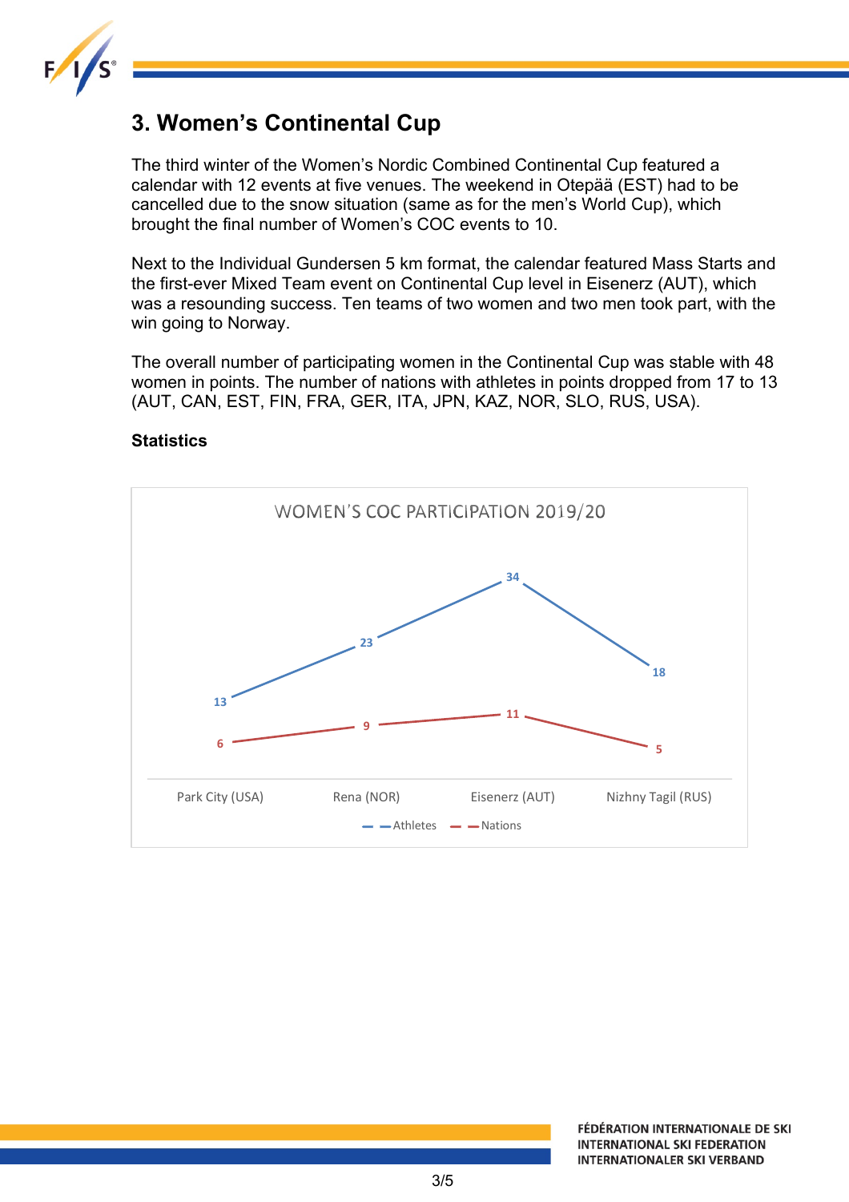## 3. Women's Continental Cup

The third winter of the Women's Nordic Combined Continental Cup featured a calendar with 12 events at five venues. The weekend in Otepää (EST) had to be cancelled due to the snow situation (same as for the men's World Cup), which brought the final number of Women's COC events to 10.

Next to the Individual Gundersen 5 km format, the calendar featured Mass Starts and the first-ever Mixed Team event on Continental Cup level in Eisenerz (AUT), which was a resounding success. Ten teams of two women and two men took part, with the win going to Norway.

The overall number of participating women in the Continental Cup was stable with 48 women in points. The number of nations with athletes in points dropped from 17 to 13 (AUT, CAN, EST, FIN, FRA, GER, ITA, JPN, KAZ, NOR, SLO, RUS, USA).

### Statistics

WOMEN'S COC PARTICIPATION 2019/20

| | Park City (USA) | Rena (NOR) | Eisenerz (AUT) | Nizhny Tagil (RUS) |
|---|---|---|---|---|
| Athletes | 13 | 23 | 34 | 18 |
| Nations | 6 | 9 | 11 | 5 |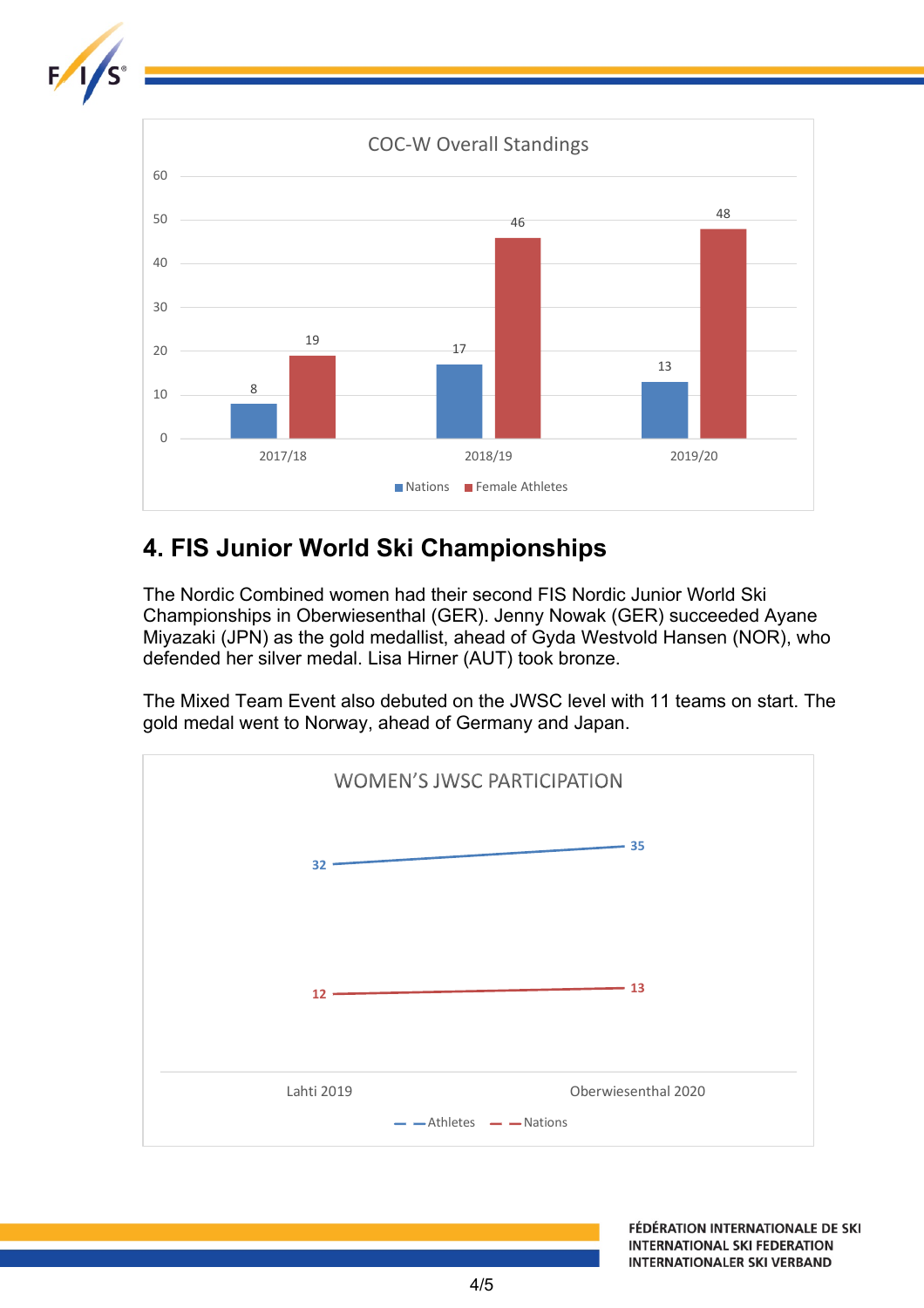COC-W Overall Standings

| | Nations | Female Athletes |
|---|---|---|
| 2017/18 | 8 | 19 |
| 2018/19 | 17 | 46 |
| 2019/20 | 13 | 48 |

## 4. FIS Junior World Ski Championships

The Nordic Combined women had their second FIS Nordic Junior World Ski Championships in Oberwiesenthal (GER). Jenny Nowak (GER) succeeded Ayane Miyazaki (JPN) as the gold medallist, ahead of Gyda Westvold Hansen (NOR), who defended her silver medal. Lisa Hirner (AUT) took bronze.

The Mixed Team Event also debuted on the JWSC level with 11 teams on start. The gold medal went to Norway, ahead of Germany and Japan.

WOMEN'S JWSC PARTICIPATION

| | Athletes | Nations |
|---|---|---|
| Lahti 2019 | 32 | 12 |
| Oberwiesenthal 2020 | 35 | 13 |

FÉDÉRATION INTERNATIONALE DE SKI
INTERNATIONAL SKI FEDERATION
INTERNATIONALER SKI VERBAND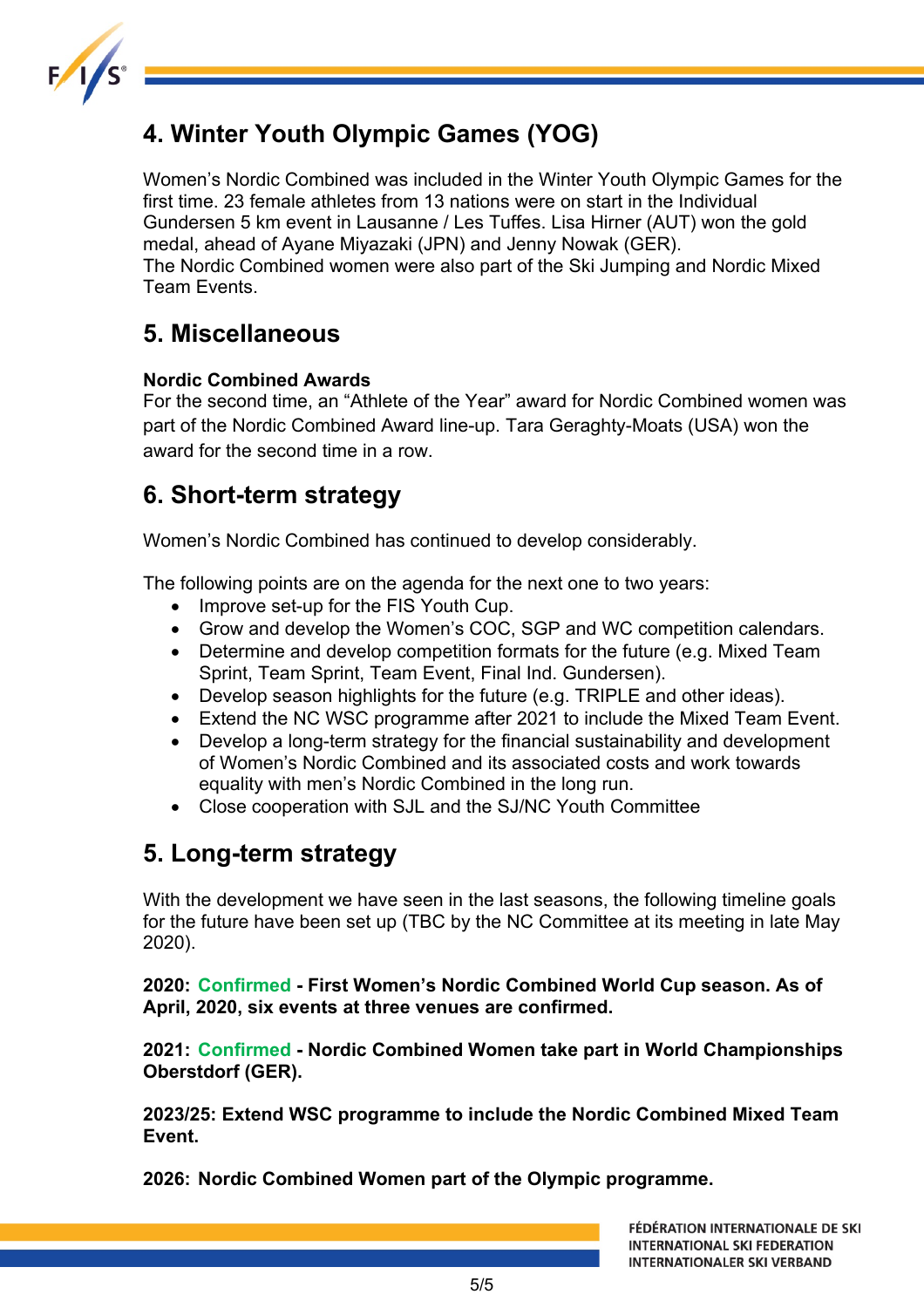## 4. Winter Youth Olympic Games (YOG)

Women's Nordic Combined was included in the Winter Youth Olympic Games for the first time. 23 female athletes from 13 nations were on start in the Individual Gundersen 5 km event in Lausanne / Les Tuffes. Lisa Hirner (AUT) won the gold medal, ahead of Ayane Miyazaki (JPN) and Jenny Nowak (GER).
The Nordic Combined women were also part of the Ski Jumping and Nordic Mixed Team Events.

## 5. Miscellaneous

**Nordic Combined Awards**
For the second time, an "Athlete of the Year" award for Nordic Combined women was part of the Nordic Combined Award line-up. Tara Geraghty-Moats (USA) won the award for the second time in a row.

## 6. Short-term strategy

Women's Nordic Combined has continued to develop considerably.

The following points are on the agenda for the next one to two years:

- Improve set-up for the FIS Youth Cup.
- Grow and develop the Women's COC, SGP and WC competition calendars.
- Determine and develop competition formats for the future (e.g. Mixed Team Sprint, Team Sprint, Team Event, Final Ind. Gundersen).
- Develop season highlights for the future (e.g. TRIPLE and other ideas).
- Extend the NC WSC programme after 2021 to include the Mixed Team Event.
- Develop a long-term strategy for the financial sustainability and development of Women's Nordic Combined and its associated costs and work towards equality with men's Nordic Combined in the long run.
- Close cooperation with SJL and the SJ/NC Youth Committee

## 5. Long-term strategy

With the development we have seen in the last seasons, the following timeline goals for the future have been set up (TBC by the NC Committee at its meeting in late May 2020).

**2020: Confirmed - First Women's Nordic Combined World Cup season. As of April, 2020, six events at three venues are confirmed.**

**2021: Confirmed - Nordic Combined Women take part in World Championships Oberstdorf (GER).**

**2023/25: Extend WSC programme to include the Nordic Combined Mixed Team Event.**

**2026: Nordic Combined Women part of the Olympic programme.**